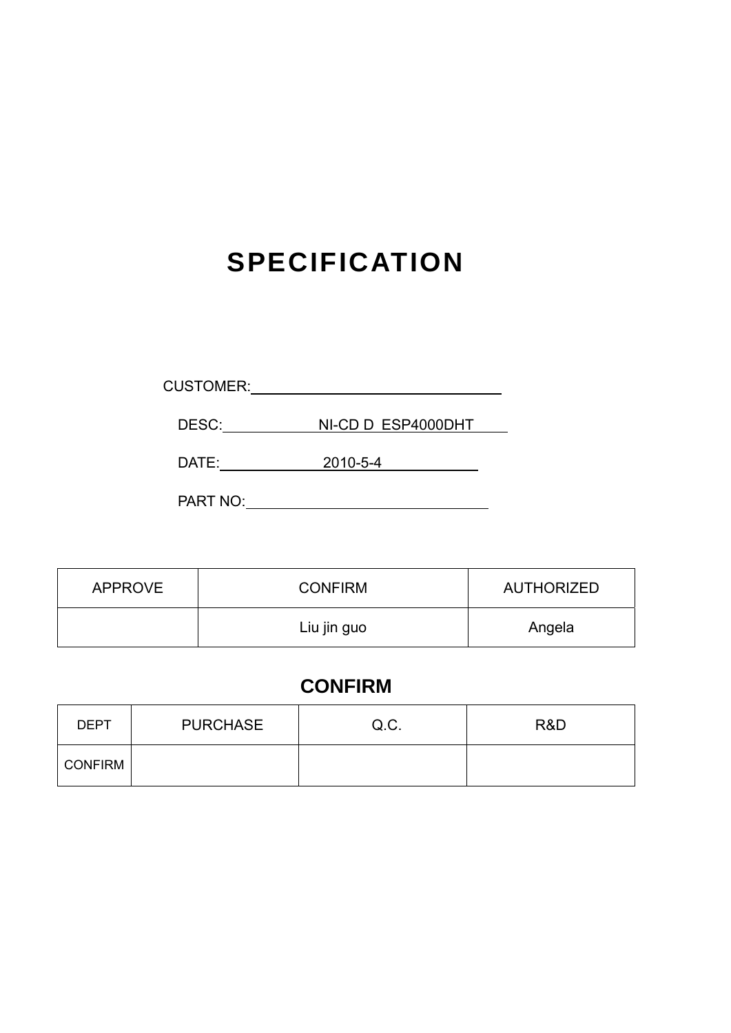# SPECIFICATION

CUSTOMER:

DESC: NI-CD D ESP4000DHT

DATE: 2010-5-4

PART NO:

| APPROVE | CONFIRM | AUTHORIZED |
|---|---|---|
| | Liu jin guo | Angela |

## CONFIRM

| DEPT | PURCHASE | Q.C. | R&D |
|---|---|---|---|
| CONFIRM | | | |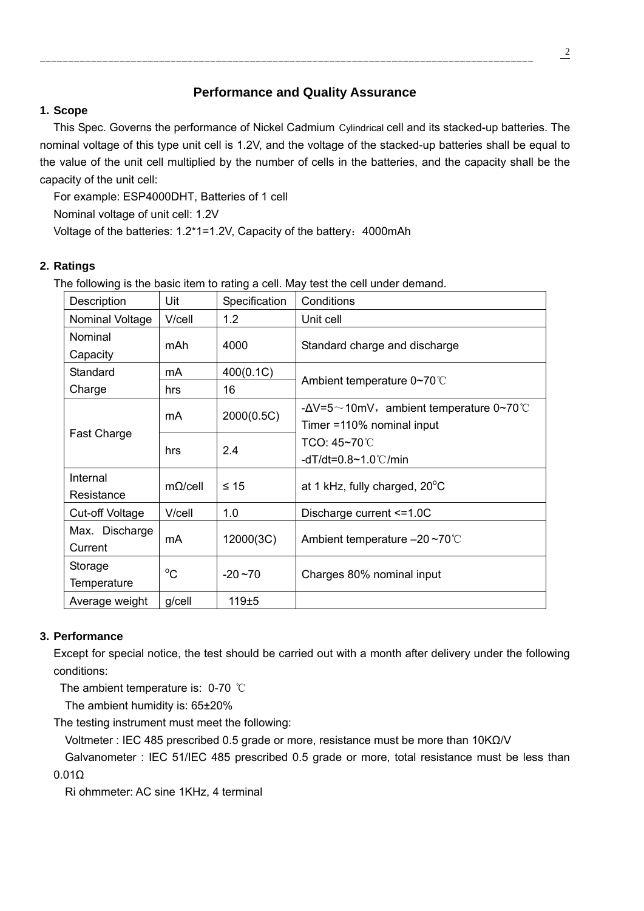## Performance and Quality Assurance

### 1. Scope

This Spec. Governs the performance of Nickel Cadmium Cylindrical cell and its stacked-up batteries. The nominal voltage of this type unit cell is 1.2V, and the voltage of the stacked-up batteries shall be equal to the value of the unit cell multiplied by the number of cells in the batteries, and the capacity shall be the capacity of the unit cell:

For example: ESP4000DHT, Batteries of 1 cell

Nominal voltage of unit cell: 1.2V

Voltage of the batteries: 1.2*1=1.2V, Capacity of the battery：4000mAh

### 2. Ratings

The following is the basic item to rating a cell. May test the cell under demand.

| Description | Uit | Specification | Conditions |
|---|---|---|---|
| Nominal Voltage | V/cell | 1.2 | Unit cell |
| Nominal Capacity | mAh | 4000 | Standard charge and discharge |
| Standard Charge | mA | 400(0.1C) | Ambient temperature 0~70℃ |
| | hrs | 16 | |
| Fast Charge | mA | 2000(0.5C) | -ΔV=5～10mV，ambient temperature 0~70℃ Timer =110% nominal input TCO: 45~70℃ -dT/dt=0.8~1.0℃/min |
| | hrs | 2.4 | |
| Internal Resistance | mΩ/cell | ≤ 15 | at 1 kHz, fully charged, 20°C |
| Cut-off Voltage | V/cell | 1.0 | Discharge current <=1.0C |
| Max. Discharge Current | mA | 12000(3C) | Ambient temperature –20 ~70℃ |
| Storage Temperature | °C | -20 ~70 | Charges 80% nominal input |
| Average weight | g/cell | 119±5 | |

### 3. Performance

Except for special notice, the test should be carried out with a month after delivery under the following conditions:

The ambient temperature is: 0-70 ℃

The ambient humidity is: 65±20%

The testing instrument must meet the following:

Voltmeter : IEC 485 prescribed 0.5 grade or more, resistance must be more than 10KΩ/V

Galvanometer : IEC 51/IEC 485 prescribed 0.5 grade or more, total resistance must be less than 0.01Ω

Ri ohmmeter: AC sine 1KHz, 4 terminal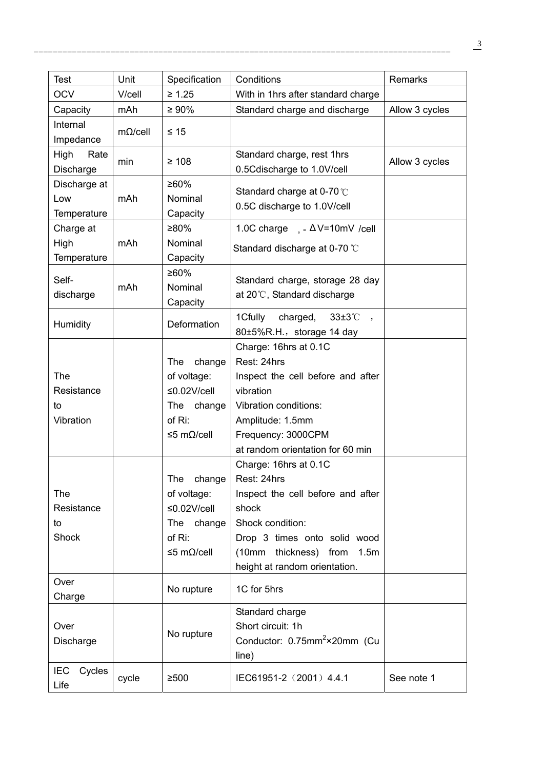| Test | Unit | Specification | Conditions | Remarks |
|---|---|---|---|---|
| OCV | V/cell | ≥ 1.25 | With in 1hrs after standard charge | |
| Capacity | mAh | ≥ 90% | Standard charge and discharge | Allow 3 cycles |
| Internal Impedance | mΩ/cell | ≤ 15 | | |
| High Rate Discharge | min | ≥ 108 | Standard charge, rest 1hrs 0.5Cdischarge to 1.0V/cell | Allow 3 cycles |
| Discharge at Low Temperature | mAh | ≥60% Nominal Capacity | Standard charge at 0-70℃ 0.5C discharge to 1.0V/cell | |
| Charge at High Temperature | mAh | ≥80% Nominal Capacity | 1.0C charge ,-ΔV=10mV /cell Standard discharge at 0-70 ℃ | |
| Self-discharge | mAh | ≥60% Nominal Capacity | Standard charge, storage 28 day at 20℃, Standard discharge | |
| Humidity | | Deformation | 1Cfully charged, 33±3℃ , 80±5%R.H., storage 14 day | |
| The Resistance to Vibration | | The change of voltage: ≤0.02V/cell The change of Ri: ≤5 mΩ/cell | Charge: 16hrs at 0.1C<br>Rest: 24hrs<br>Inspect the cell before and after vibration<br>Vibration conditions:<br>Amplitude: 1.5mm<br>Frequency: 3000CPM<br>at random orientation for 60 min | |
| The Resistance to Shock | | The change of voltage: ≤0.02V/cell The change of Ri: ≤5 mΩ/cell | Charge: 16hrs at 0.1C<br>Rest: 24hrs<br>Inspect the cell before and after shock<br>Shock condition:<br>Drop 3 times onto solid wood (10mm thickness) from 1.5m height at random orientation. | |
| Over Charge | | No rupture | 1C for 5hrs | |
| Over Discharge | | No rupture | Standard charge<br>Short circuit: 1h<br>Conductor: 0.75mm$^2$×20mm (Cu line) | |
| IEC Cycles Life | cycle | ≥500 | IEC61951-2（2001）4.4.1 | See note 1 |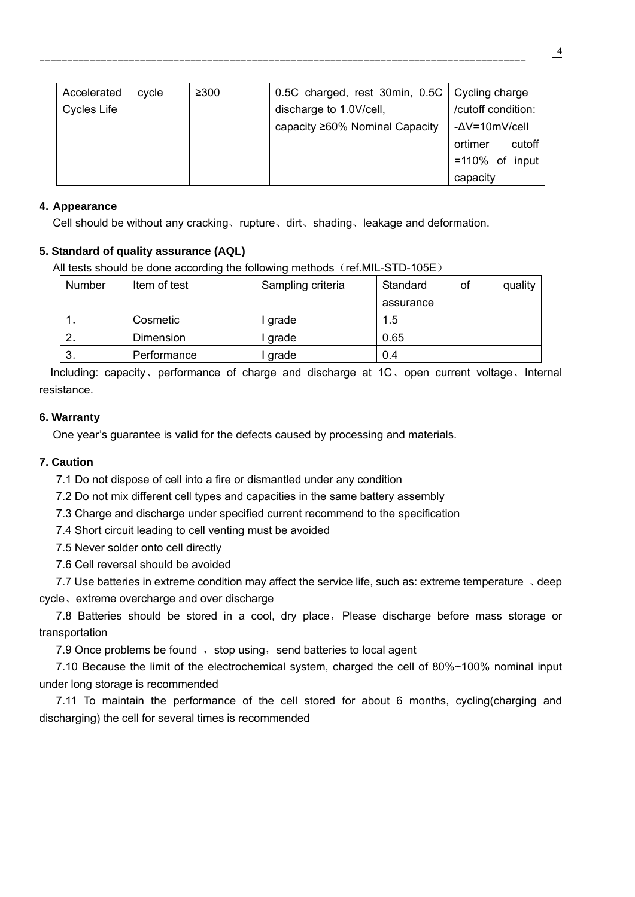| Accelerated Cycles Life | cycle | ≥300 | 0.5C charged, rest 30min, 0.5C discharge to 1.0V/cell, capacity ≥60% Nominal Capacity | Cycling charge /cutoff condition: -ΔV=10mV/cell ortimer cutoff =110% of input capacity |
|---|---|---|---|---|

**4. Appearance**

Cell should be without any cracking、rupture、dirt、shading、leakage and deformation.

**5. Standard of quality assurance (AQL)**

All tests should be done according the following methods（ref.MIL-STD-105E）

| Number | Item of test | Sampling criteria | Standard of quality assurance |
|---|---|---|---|
| 1. | Cosmetic | I grade | 1.5 |
| 2. | Dimension | I grade | 0.65 |
| 3. | Performance | I grade | 0.4 |

Including: capacity、performance of charge and discharge at 1C、open current voltage、Internal resistance.

**6. Warranty**

One year's guarantee is valid for the defects caused by processing and materials.

**7. Caution**

7.1 Do not dispose of cell into a fire or dismantled under any condition

7.2 Do not mix different cell types and capacities in the same battery assembly

7.3 Charge and discharge under specified current recommend to the specification

7.4 Short circuit leading to cell venting must be avoided

7.5 Never solder onto cell directly

7.6 Cell reversal should be avoided

7.7 Use batteries in extreme condition may affect the service life, such as: extreme temperature 、deep cycle、extreme overcharge and over discharge

7.8 Batteries should be stored in a cool, dry place，Please discharge before mass storage or transportation

7.9 Once problems be found ，stop using，send batteries to local agent

7.10 Because the limit of the electrochemical system, charged the cell of 80%~100% nominal input under long storage is recommended

7.11 To maintain the performance of the cell stored for about 6 months, cycling(charging and discharging) the cell for several times is recommended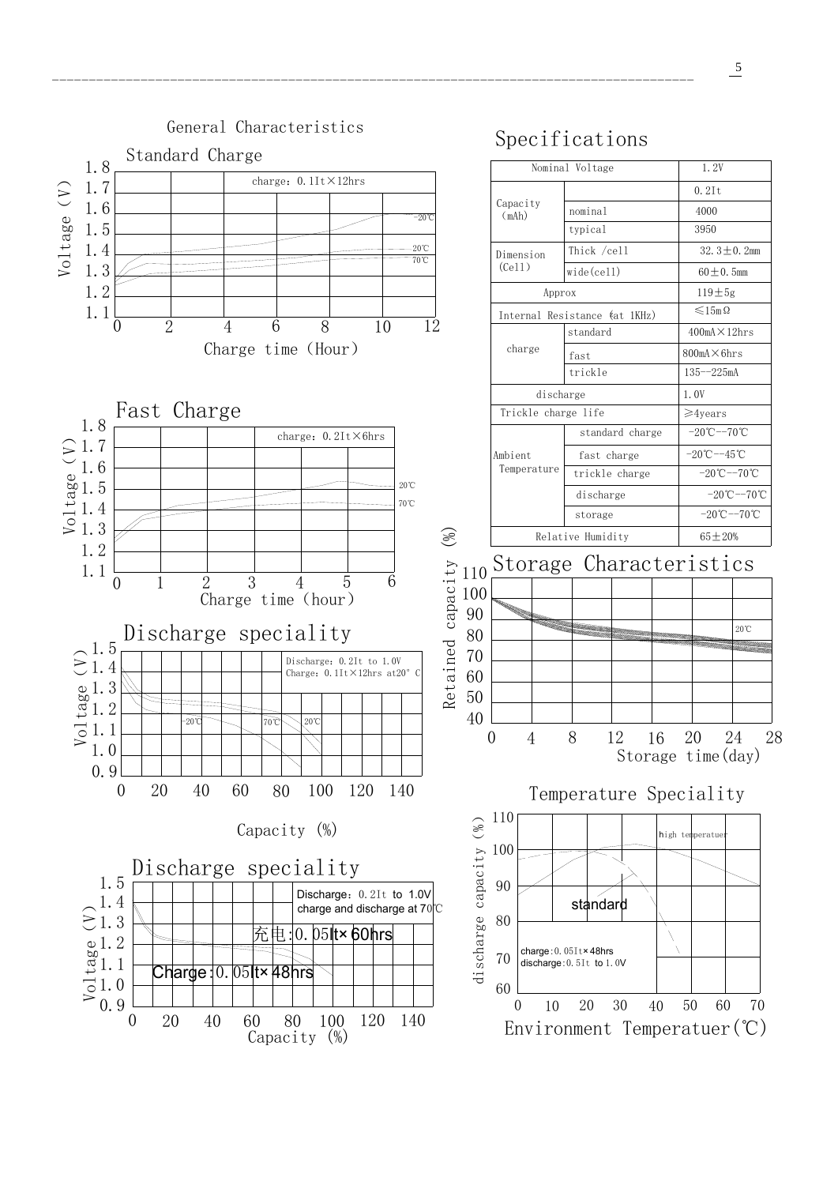## General Characteristics

### Standard Charge

charge: 0.1It×12hrs

Voltage (V)

1.8
1.7
1.6
1.5
1.4
1.3
1.2
1.1

-20℃
20℃
70℃

0 2 4 6 8 10 12

Charge time (Hour)

### Fast Charge

charge: 0.2It×6hrs

Voltage (V)

1.8
1.7
1.6
1.5
1.4
1.3
1.2
1.1

20℃
70℃

0 1 2 3 4 5 6

Charge time (hour)

### Discharge speciality

Discharge: 0.2It to 1.0V
Charge: 0.1It×12hrs at20° C

Voltage (V)

1.5
1.4
1.3
1.2
1.1
1.0
0.9

-20℃
70℃
20℃

0 20 40 60 80 100 120 140

Capacity (%)

### Discharge speciality

Discharge: 0.2It to 1.0V
charge and discharge at 70℃

充电:0.05It× 60hrs

Charge:0.05It× 48hrs

Voltage (V)

1.5
1.4
1.3
1.2
1.1
1.0
0.9

0 20 40 60 80 100 120 140

Capacity (%)

## Specifications

| | | |
|---|---|---|
| Nominal Voltage | | 1.2V |
| Capacity (mAh) | | 0.2It |
| | nominal | 4000 |
| | typical | 3950 |
| Dimension (Cell) | Thick /cell | 32.3±0.2mm |
| | wide(cell) | 60±0.5mm |
| Approx | | 119±5g |
| Internal Resistance (at 1KHz) | | ≤15mΩ |
| charge | standard | 400mA×12hrs |
| | fast | 800mA×6hrs |
| | trickle | 135--225mA |
| discharge | | 1.0V |
| Trickle charge life | | ≥4years |
| Ambient Temperature | standard charge | -20℃--70℃ |
| | fast charge | -20℃--45℃ |
| | trickle charge | -20℃--70℃ |
| | discharge | -20℃--70℃ |
| | storage | -20℃--70℃ |
| Relative Humidity | | 65±20% |

### Storage Characteristics

Retained capacity (%)

110
100
90
80
70
60
50
40

20℃

0 4 8 12 16 20 24 28

Storage time(day)

### Temperature Speciality

discharge capacity (%)

110
100
90
80
70
60

high temperatuer

standard

charge:0.05It×48hrs
discharge:0.5It to 1.0V

0 10 20 30 40 50 60 70

Environment Temperatuer(℃)